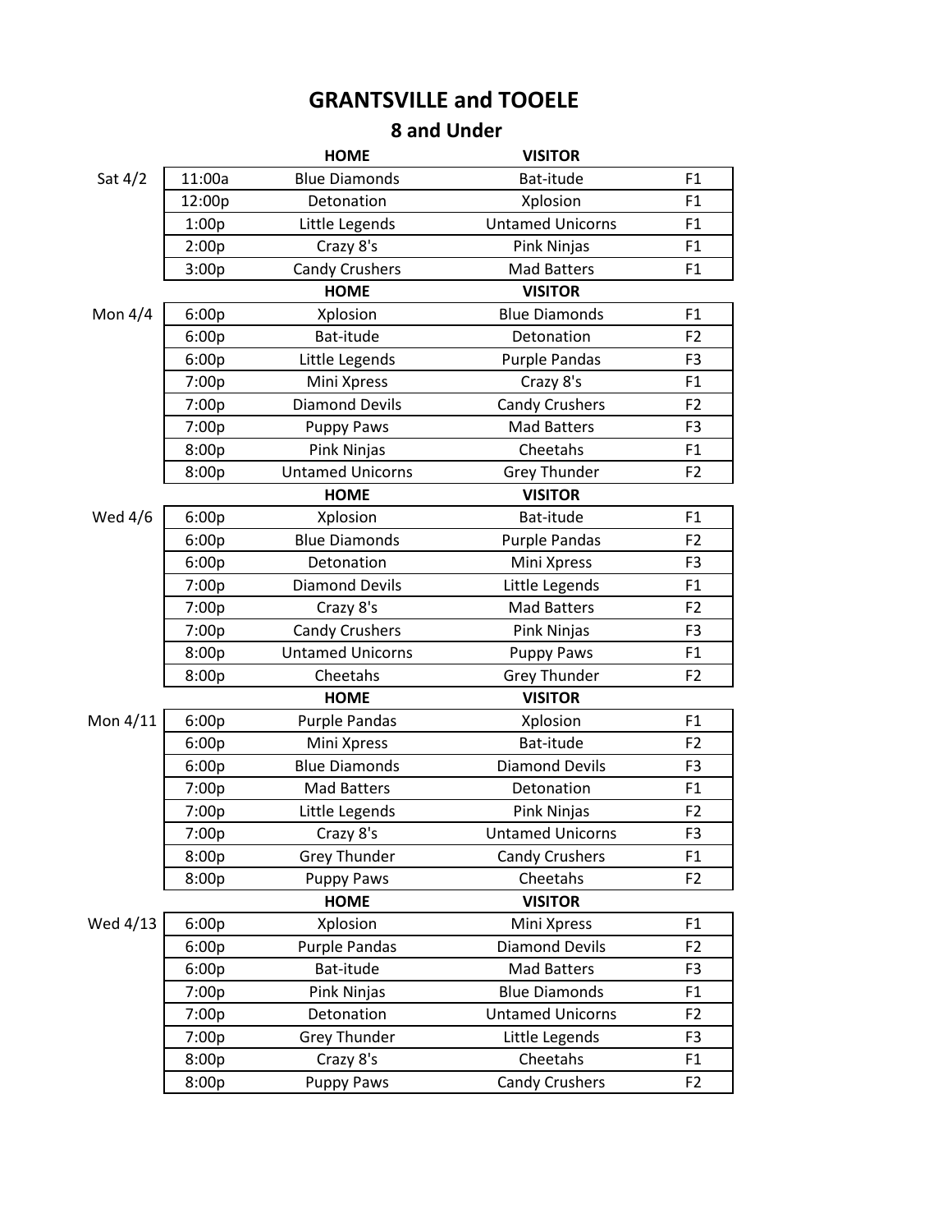# GRANTSVILLE and TOOELE

## 8 and Under

| | | HOME | VISITOR | |
|---|---|---|---|---|
| Sat 4/2 | 11:00a | Blue Diamonds | Bat-itude | F1 |
| | 12:00p | Detonation | Xplosion | F1 |
| | 1:00p | Little Legends | Untamed Unicorns | F1 |
| | 2:00p | Crazy 8's | Pink Ninjas | F1 |
| | 3:00p | Candy Crushers | Mad Batters | F1 |
| | | HOME | VISITOR | |
| Mon 4/4 | 6:00p | Xplosion | Blue Diamonds | F1 |
| | 6:00p | Bat-itude | Detonation | F2 |
| | 6:00p | Little Legends | Purple Pandas | F3 |
| | 7:00p | Mini Xpress | Crazy 8's | F1 |
| | 7:00p | Diamond Devils | Candy Crushers | F2 |
| | 7:00p | Puppy Paws | Mad Batters | F3 |
| | 8:00p | Pink Ninjas | Cheetahs | F1 |
| | 8:00p | Untamed Unicorns | Grey Thunder | F2 |
| | | HOME | VISITOR | |
| Wed 4/6 | 6:00p | Xplosion | Bat-itude | F1 |
| | 6:00p | Blue Diamonds | Purple Pandas | F2 |
| | 6:00p | Detonation | Mini Xpress | F3 |
| | 7:00p | Diamond Devils | Little Legends | F1 |
| | 7:00p | Crazy 8's | Mad Batters | F2 |
| | 7:00p | Candy Crushers | Pink Ninjas | F3 |
| | 8:00p | Untamed Unicorns | Puppy Paws | F1 |
| | 8:00p | Cheetahs | Grey Thunder | F2 |
| | | HOME | VISITOR | |
| Mon 4/11 | 6:00p | Purple Pandas | Xplosion | F1 |
| | 6:00p | Mini Xpress | Bat-itude | F2 |
| | 6:00p | Blue Diamonds | Diamond Devils | F3 |
| | 7:00p | Mad Batters | Detonation | F1 |
| | 7:00p | Little Legends | Pink Ninjas | F2 |
| | 7:00p | Crazy 8's | Untamed Unicorns | F3 |
| | 8:00p | Grey Thunder | Candy Crushers | F1 |
| | 8:00p | Puppy Paws | Cheetahs | F2 |
| | | HOME | VISITOR | |
| Wed 4/13 | 6:00p | Xplosion | Mini Xpress | F1 |
| | 6:00p | Purple Pandas | Diamond Devils | F2 |
| | 6:00p | Bat-itude | Mad Batters | F3 |
| | 7:00p | Pink Ninjas | Blue Diamonds | F1 |
| | 7:00p | Detonation | Untamed Unicorns | F2 |
| | 7:00p | Grey Thunder | Little Legends | F3 |
| | 8:00p | Crazy 8's | Cheetahs | F1 |
| | 8:00p | Puppy Paws | Candy Crushers | F2 |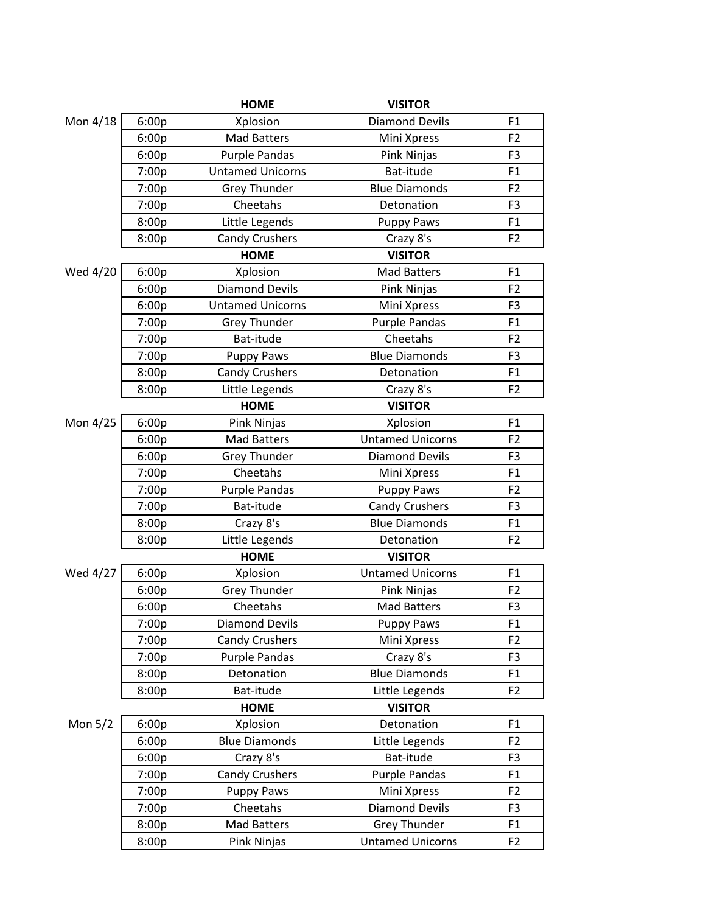| | | HOME | VISITOR | |
|---|---|---|---|---|
| Mon 4/18 | 6:00p | Xplosion | Diamond Devils | F1 |
| | 6:00p | Mad Batters | Mini Xpress | F2 |
| | 6:00p | Purple Pandas | Pink Ninjas | F3 |
| | 7:00p | Untamed Unicorns | Bat-itude | F1 |
| | 7:00p | Grey Thunder | Blue Diamonds | F2 |
| | 7:00p | Cheetahs | Detonation | F3 |
| | 8:00p | Little Legends | Puppy Paws | F1 |
| | 8:00p | Candy Crushers | Crazy 8's | F2 |
| | | **HOME** | **VISITOR** | |
| Wed 4/20 | 6:00p | Xplosion | Mad Batters | F1 |
| | 6:00p | Diamond Devils | Pink Ninjas | F2 |
| | 6:00p | Untamed Unicorns | Mini Xpress | F3 |
| | 7:00p | Grey Thunder | Purple Pandas | F1 |
| | 7:00p | Bat-itude | Cheetahs | F2 |
| | 7:00p | Puppy Paws | Blue Diamonds | F3 |
| | 8:00p | Candy Crushers | Detonation | F1 |
| | 8:00p | Little Legends | Crazy 8's | F2 |
| | | **HOME** | **VISITOR** | |
| Mon 4/25 | 6:00p | Pink Ninjas | Xplosion | F1 |
| | 6:00p | Mad Batters | Untamed Unicorns | F2 |
| | 6:00p | Grey Thunder | Diamond Devils | F3 |
| | 7:00p | Cheetahs | Mini Xpress | F1 |
| | 7:00p | Purple Pandas | Puppy Paws | F2 |
| | 7:00p | Bat-itude | Candy Crushers | F3 |
| | 8:00p | Crazy 8's | Blue Diamonds | F1 |
| | 8:00p | Little Legends | Detonation | F2 |
| | | **HOME** | **VISITOR** | |
| Wed 4/27 | 6:00p | Xplosion | Untamed Unicorns | F1 |
| | 6:00p | Grey Thunder | Pink Ninjas | F2 |
| | 6:00p | Cheetahs | Mad Batters | F3 |
| | 7:00p | Diamond Devils | Puppy Paws | F1 |
| | 7:00p | Candy Crushers | Mini Xpress | F2 |
| | 7:00p | Purple Pandas | Crazy 8's | F3 |
| | 8:00p | Detonation | Blue Diamonds | F1 |
| | 8:00p | Bat-itude | Little Legends | F2 |
| | | **HOME** | **VISITOR** | |
| Mon 5/2 | 6:00p | Xplosion | Detonation | F1 |
| | 6:00p | Blue Diamonds | Little Legends | F2 |
| | 6:00p | Crazy 8's | Bat-itude | F3 |
| | 7:00p | Candy Crushers | Purple Pandas | F1 |
| | 7:00p | Puppy Paws | Mini Xpress | F2 |
| | 7:00p | Cheetahs | Diamond Devils | F3 |
| | 8:00p | Mad Batters | Grey Thunder | F1 |
| | 8:00p | Pink Ninjas | Untamed Unicorns | F2 |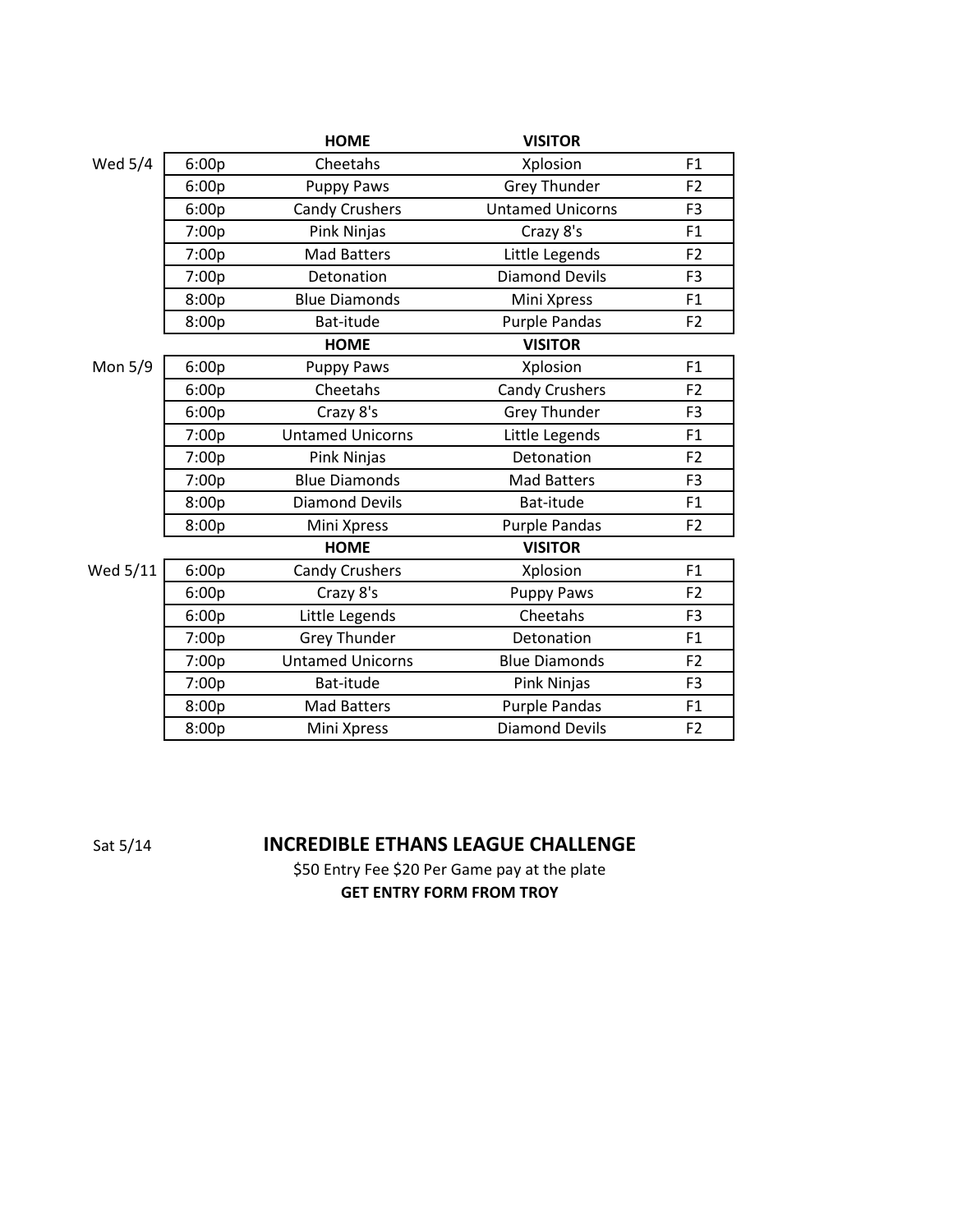| | | HOME | VISITOR | |
|---|---|---|---|---|
| Wed 5/4 | 6:00p | Cheetahs | Xplosion | F1 |
| | 6:00p | Puppy Paws | Grey Thunder | F2 |
| | 6:00p | Candy Crushers | Untamed Unicorns | F3 |
| | 7:00p | Pink Ninjas | Crazy 8's | F1 |
| | 7:00p | Mad Batters | Little Legends | F2 |
| | 7:00p | Detonation | Diamond Devils | F3 |
| | 8:00p | Blue Diamonds | Mini Xpress | F1 |
| | 8:00p | Bat-itude | Purple Pandas | F2 |
| | | **HOME** | **VISITOR** | |
| Mon 5/9 | 6:00p | Puppy Paws | Xplosion | F1 |
| | 6:00p | Cheetahs | Candy Crushers | F2 |
| | 6:00p | Crazy 8's | Grey Thunder | F3 |
| | 7:00p | Untamed Unicorns | Little Legends | F1 |
| | 7:00p | Pink Ninjas | Detonation | F2 |
| | 7:00p | Blue Diamonds | Mad Batters | F3 |
| | 8:00p | Diamond Devils | Bat-itude | F1 |
| | 8:00p | Mini Xpress | Purple Pandas | F2 |
| | | **HOME** | **VISITOR** | |
| Wed 5/11 | 6:00p | Candy Crushers | Xplosion | F1 |
| | 6:00p | Crazy 8's | Puppy Paws | F2 |
| | 6:00p | Little Legends | Cheetahs | F3 |
| | 7:00p | Grey Thunder | Detonation | F1 |
| | 7:00p | Untamed Unicorns | Blue Diamonds | F2 |
| | 7:00p | Bat-itude | Pink Ninjas | F3 |
| | 8:00p | Mad Batters | Purple Pandas | F1 |
| | 8:00p | Mini Xpress | Diamond Devils | F2 |

Sat 5/14

## INCREDIBLE ETHANS LEAGUE CHALLENGE

$50 Entry Fee $20 Per Game pay at the plate

**GET ENTRY FORM FROM TROY**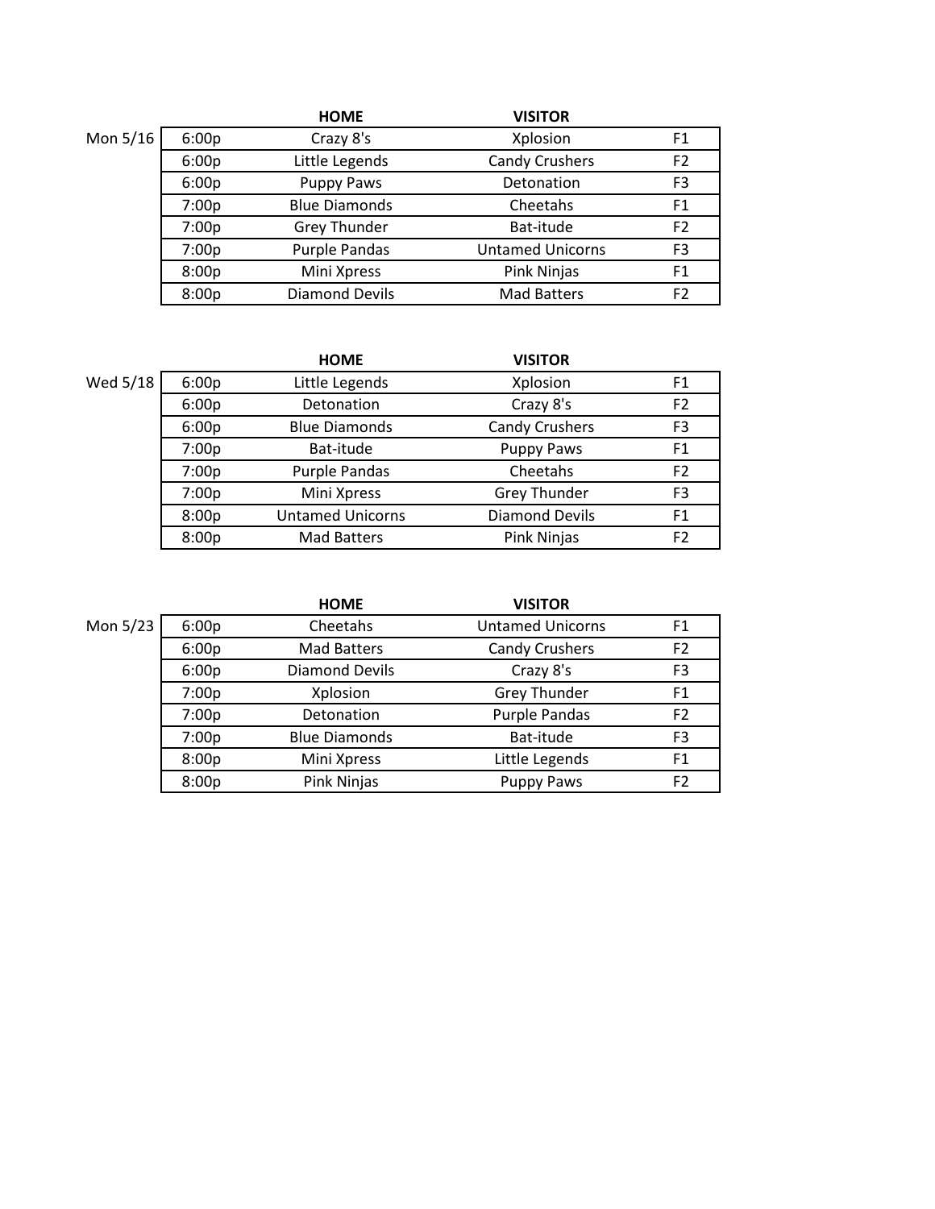| | | HOME | VISITOR | |
|---|---|---|---|---|
| Mon 5/16 | 6:00p | Crazy 8's | Xplosion | F1 |
| | 6:00p | Little Legends | Candy Crushers | F2 |
| | 6:00p | Puppy Paws | Detonation | F3 |
| | 7:00p | Blue Diamonds | Cheetahs | F1 |
| | 7:00p | Grey Thunder | Bat-itude | F2 |
| | 7:00p | Purple Pandas | Untamed Unicorns | F3 |
| | 8:00p | Mini Xpress | Pink Ninjas | F1 |
| | 8:00p | Diamond Devils | Mad Batters | F2 |

| | | HOME | VISITOR | |
|---|---|---|---|---|
| Wed 5/18 | 6:00p | Little Legends | Xplosion | F1 |
| | 6:00p | Detonation | Crazy 8's | F2 |
| | 6:00p | Blue Diamonds | Candy Crushers | F3 |
| | 7:00p | Bat-itude | Puppy Paws | F1 |
| | 7:00p | Purple Pandas | Cheetahs | F2 |
| | 7:00p | Mini Xpress | Grey Thunder | F3 |
| | 8:00p | Untamed Unicorns | Diamond Devils | F1 |
| | 8:00p | Mad Batters | Pink Ninjas | F2 |

| | | HOME | VISITOR | |
|---|---|---|---|---|
| Mon 5/23 | 6:00p | Cheetahs | Untamed Unicorns | F1 |
| | 6:00p | Mad Batters | Candy Crushers | F2 |
| | 6:00p | Diamond Devils | Crazy 8's | F3 |
| | 7:00p | Xplosion | Grey Thunder | F1 |
| | 7:00p | Detonation | Purple Pandas | F2 |
| | 7:00p | Blue Diamonds | Bat-itude | F3 |
| | 8:00p | Mini Xpress | Little Legends | F1 |
| | 8:00p | Pink Ninjas | Puppy Paws | F2 |